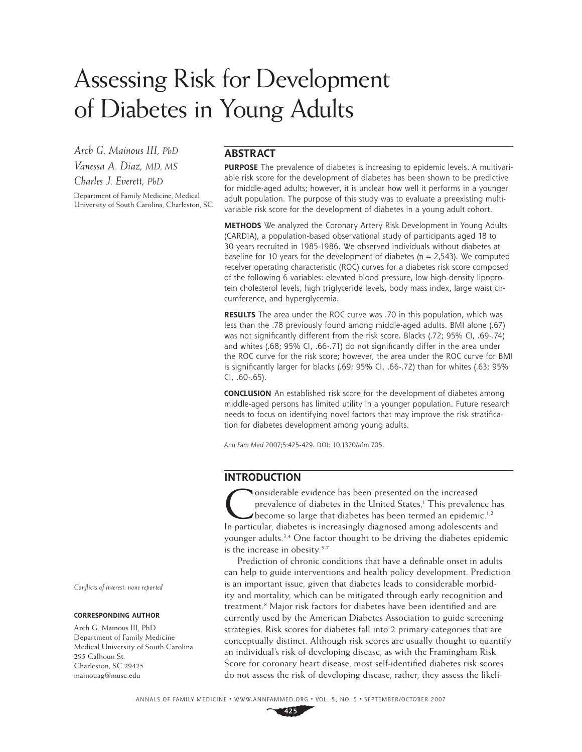# Assessing Risk for Development of Diabetes in Young Adults

*Arch G. Mainous III, PhD*
*Vanessa A. Diaz, MD, MS*
*Charles J. Everett, PhD*

Department of Family Medicine, Medical University of South Carolina, Charleston, SC

## ABSTRACT

**PURPOSE** The prevalence of diabetes is increasing to epidemic levels. A multivariable risk score for the development of diabetes has been shown to be predictive for middle-aged adults; however, it is unclear how well it performs in a younger adult population. The purpose of this study was to evaluate a preexisting multivariable risk score for the development of diabetes in a young adult cohort.

**METHODS** We analyzed the Coronary Artery Risk Development in Young Adults (CARDIA), a population-based observational study of participants aged 18 to 30 years recruited in 1985-1986. We observed individuals without diabetes at baseline for 10 years for the development of diabetes (n = 2,543). We computed receiver operating characteristic (ROC) curves for a diabetes risk score composed of the following 6 variables: elevated blood pressure, low high-density lipoprotein cholesterol levels, high triglyceride levels, body mass index, large waist circumference, and hyperglycemia.

**RESULTS** The area under the ROC curve was .70 in this population, which was less than the .78 previously found among middle-aged adults. BMI alone (.67) was not significantly different from the risk score. Blacks (.72; 95% CI, .69-.74) and whites (.68; 95% CI, .66-.71) do not significantly differ in the area under the ROC curve for the risk score; however, the area under the ROC curve for BMI is significantly larger for blacks (.69; 95% CI, .66-.72) than for whites (.63; 95% CI, .60-.65).

**CONCLUSION** An established risk score for the development of diabetes among middle-aged persons has limited utility in a younger population. Future research needs to focus on identifying novel factors that may improve the risk stratification for diabetes development among young adults.

*Ann Fam Med* 2007;5:425-429. DOI: 10.1370/afm.705.

## INTRODUCTION

Considerable evidence has been presented on the increased prevalence of diabetes in the United States,[1] This prevalence has become so large that diabetes has been termed an epidemic.[1,2] In particular, diabetes is increasingly diagnosed among adolescents and younger adults.[3,4] One factor thought to be driving the diabetes epidemic is the increase in obesity.[5-7]

Prediction of chronic conditions that have a definable onset in adults can help to guide interventions and health policy development. Prediction is an important issue, given that diabetes leads to considerable morbidity and mortality, which can be mitigated through early recognition and treatment.[8] Major risk factors for diabetes have been identified and are currently used by the American Diabetes Association to guide screening strategies. Risk scores for diabetes fall into 2 primary categories that are conceptually distinct. Although risk scores are usually thought to quantify an individual's risk of developing disease, as with the Framingham Risk Score for coronary heart disease, most self-identified diabetes risk scores do not assess the risk of developing disease; rather, they assess the likeli-

*Conflicts of interest: none reported*

**CORRESPONDING AUTHOR**

Arch G. Mainous III, PhD
Department of Family Medicine
Medical University of South Carolina
295 Calhoun St.
Charleston, SC 29425
mainouag@musc.edu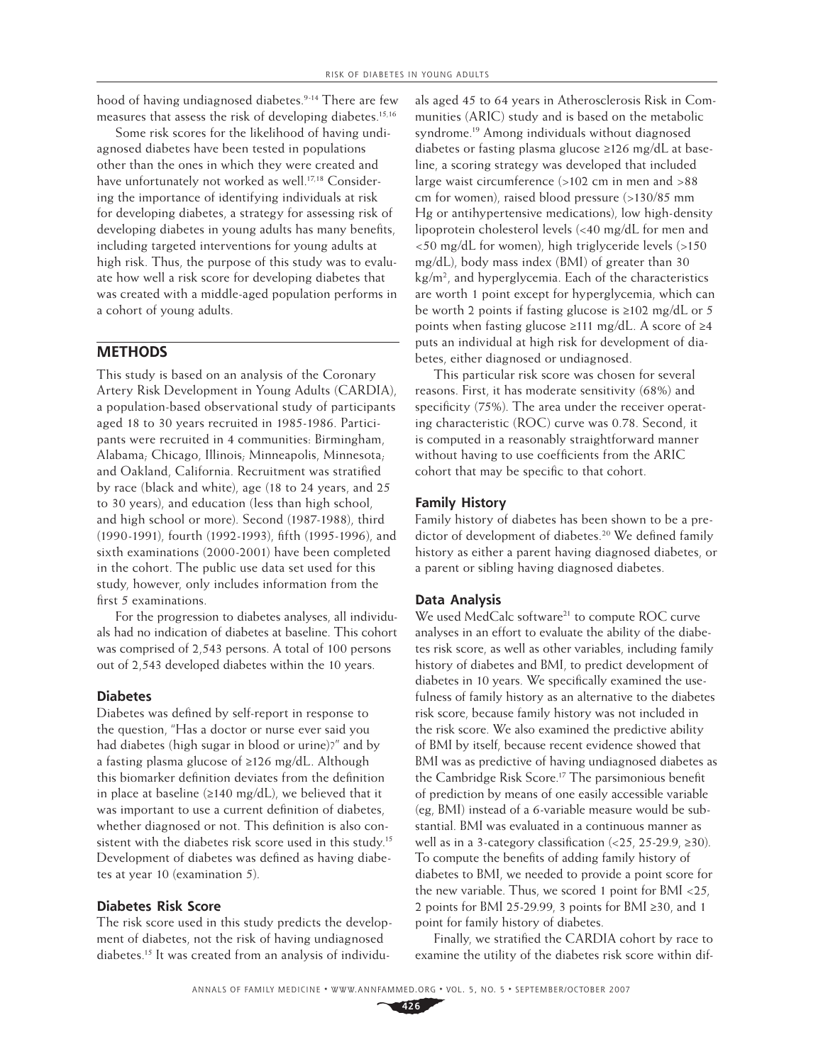hood of having undiagnosed diabetes.[9-14] There are few measures that assess the risk of developing diabetes.[15,16]

Some risk scores for the likelihood of having undiagnosed diabetes have been tested in populations other than the ones in which they were created and have unfortunately not worked as well.[17,18] Considering the importance of identifying individuals at risk for developing diabetes, a strategy for assessing risk of developing diabetes in young adults has many benefits, including targeted interventions for young adults at high risk. Thus, the purpose of this study was to evaluate how well a risk score for developing diabetes that was created with a middle-aged population performs in a cohort of young adults.

## METHODS

This study is based on an analysis of the Coronary Artery Risk Development in Young Adults (CARDIA), a population-based observational study of participants aged 18 to 30 years recruited in 1985-1986. Participants were recruited in 4 communities: Birmingham, Alabama; Chicago, Illinois; Minneapolis, Minnesota; and Oakland, California. Recruitment was stratified by race (black and white), age (18 to 24 years, and 25 to 30 years), and education (less than high school, and high school or more). Second (1987-1988), third (1990-1991), fourth (1992-1993), fifth (1995-1996), and sixth examinations (2000-2001) have been completed in the cohort. The public use data set used for this study, however, only includes information from the first 5 examinations.

For the progression to diabetes analyses, all individuals had no indication of diabetes at baseline. This cohort was comprised of 2,543 persons. A total of 100 persons out of 2,543 developed diabetes within the 10 years.

### Diabetes

Diabetes was defined by self-report in response to the question, "Has a doctor or nurse ever said you had diabetes (high sugar in blood or urine)?" and by a fasting plasma glucose of ≥126 mg/dL. Although this biomarker definition deviates from the definition in place at baseline (≥140 mg/dL), we believed that it was important to use a current definition of diabetes, whether diagnosed or not. This definition is also consistent with the diabetes risk score used in this study.[15] Development of diabetes was defined as having diabetes at year 10 (examination 5).

### Diabetes Risk Score

The risk score used in this study predicts the development of diabetes, not the risk of having undiagnosed diabetes.[15] It was created from an analysis of individuals aged 45 to 64 years in Atherosclerosis Risk in Communities (ARIC) study and is based on the metabolic syndrome.[19] Among individuals without diagnosed diabetes or fasting plasma glucose ≥126 mg/dL at baseline, a scoring strategy was developed that included large waist circumference (>102 cm in men and >88 cm for women), raised blood pressure (>130/85 mm Hg or antihypertensive medications), low high-density lipoprotein cholesterol levels (<40 mg/dL for men and <50 mg/dL for women), high triglyceride levels (>150 mg/dL), body mass index (BMI) of greater than 30 $kg/m^2$, and hyperglycemia. Each of the characteristics are worth 1 point except for hyperglycemia, which can be worth 2 points if fasting glucose is ≥102 mg/dL or 5 points when fasting glucose ≥111 mg/dL. A score of ≥4 puts an individual at high risk for development of diabetes, either diagnosed or undiagnosed.

This particular risk score was chosen for several reasons. First, it has moderate sensitivity (68%) and specificity (75%). The area under the receiver operating characteristic (ROC) curve was 0.78. Second, it is computed in a reasonably straightforward manner without having to use coefficients from the ARIC cohort that may be specific to that cohort.

### Family History

Family history of diabetes has been shown to be a predictor of development of diabetes.[20] We defined family history as either a parent having diagnosed diabetes, or a parent or sibling having diagnosed diabetes.

### Data Analysis

We used MedCalc software[21] to compute ROC curve analyses in an effort to evaluate the ability of the diabetes risk score, as well as other variables, including family history of diabetes and BMI, to predict development of diabetes in 10 years. We specifically examined the usefulness of family history as an alternative to the diabetes risk score, because family history was not included in the risk score. We also examined the predictive ability of BMI by itself, because recent evidence showed that BMI was as predictive of having undiagnosed diabetes as the Cambridge Risk Score.[17] The parsimonious benefit of prediction by means of one easily accessible variable (eg, BMI) instead of a 6-variable measure would be substantial. BMI was evaluated in a continuous manner as well as in a 3-category classification (<25, 25-29.9, ≥30). To compute the benefits of adding family history of diabetes to BMI, we needed to provide a point score for the new variable. Thus, we scored 1 point for BMI <25, 2 points for BMI 25-29.99, 3 points for BMI ≥30, and 1 point for family history of diabetes.

Finally, we stratified the CARDIA cohort by race to examine the utility of the diabetes risk score within dif-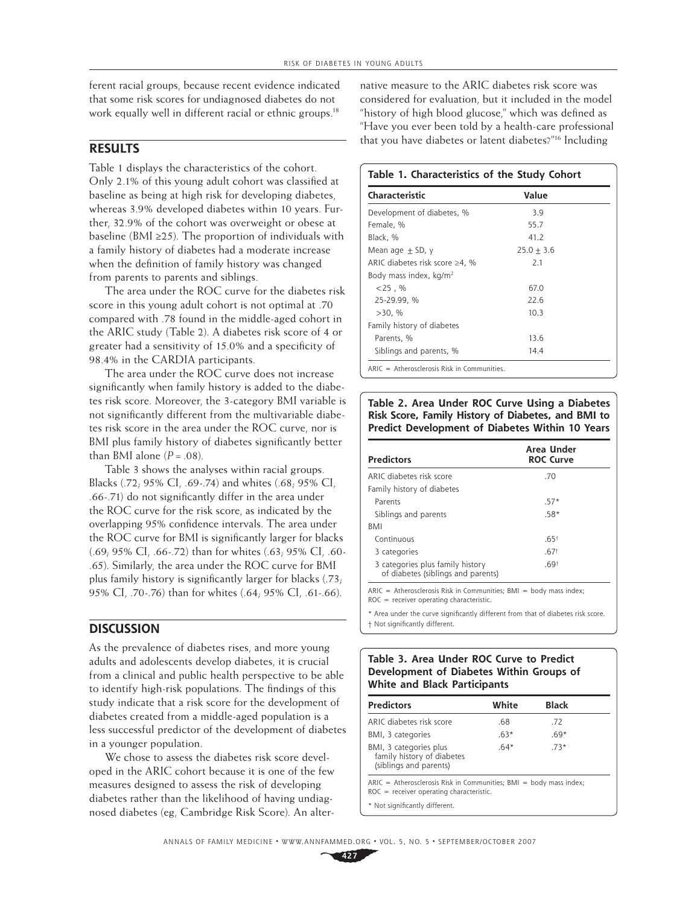ferent racial groups, because recent evidence indicated that some risk scores for undiagnosed diabetes do not work equally well in different racial or ethnic groups.[18]

## RESULTS

Table 1 displays the characteristics of the cohort. Only 2.1% of this young adult cohort was classified at baseline as being at high risk for developing diabetes, whereas 3.9% developed diabetes within 10 years. Further, 32.9% of the cohort was overweight or obese at baseline (BMI ≥25). The proportion of individuals with a family history of diabetes had a moderate increase when the definition of family history was changed from parents to parents and siblings.

The area under the ROC curve for the diabetes risk score in this young adult cohort is not optimal at .70 compared with .78 found in the middle-aged cohort in the ARIC study (Table 2). A diabetes risk score of 4 or greater had a sensitivity of 15.0% and a specificity of 98.4% in the CARDIA participants.

The area under the ROC curve does not increase significantly when family history is added to the diabetes risk score. Moreover, the 3-category BMI variable is not significantly different from the multivariable diabetes risk score in the area under the ROC curve, nor is BMI plus family history of diabetes significantly better than BMI alone ($P = .08$).

Table 3 shows the analyses within racial groups. Blacks (.72; 95% CI, .69-.74) and whites (.68; 95% CI, .66-.71) do not significantly differ in the area under the ROC curve for the risk score, as indicated by the overlapping 95% confidence intervals. The area under the ROC curve for BMI is significantly larger for blacks (.69; 95% CI, .66-.72) than for whites (.63; 95% CI, .60-.65). Similarly, the area under the ROC curve for BMI plus family history is significantly larger for blacks (.73; 95% CI, .70-.76) than for whites (.64; 95% CI, .61-.66).

## DISCUSSION

As the prevalence of diabetes rises, and more young adults and adolescents develop diabetes, it is crucial from a clinical and public health perspective to be able to identify high-risk populations. The findings of this study indicate that a risk score for the development of diabetes created from a middle-aged population is a less successful predictor of the development of diabetes in a younger population.

We chose to assess the diabetes risk score developed in the ARIC cohort because it is one of the few measures designed to assess the risk of developing diabetes rather than the likelihood of having undiagnosed diabetes (eg, Cambridge Risk Score). An alternative measure to the ARIC diabetes risk score was considered for evaluation, but it included in the model "history of high blood glucose," which was defined as "Have you ever been told by a health-care professional that you have diabetes or latent diabetes?"[16] Including

**Table 1. Characteristics of the Study Cohort**

| Characteristic | Value |
|---|---|
| Development of diabetes, % | 3.9 |
| Female, % | 55.7 |
| Black, % | 41.2 |
| Mean age ± SD, y | 25.0 ± 3.6 |
| ARIC diabetes risk score ≥4, % | 2.1 |
| Body mass index, kg/m$^2$ | |
| <25 , % | 67.0 |
| 25-29.99, % | 22.6 |
| >30, % | 10.3 |
| Family history of diabetes | |
| Parents, % | 13.6 |
| Siblings and parents, % | 14.4 |

ARIC = Atherosclerosis Risk in Communities.

**Table 2. Area Under ROC Curve Using a Diabetes Risk Score, Family History of Diabetes, and BMI to Predict Development of Diabetes Within 10 Years**

| Predictors | Area Under ROC Curve |
|---|---|
| ARIC diabetes risk score | .70 |
| Family history of diabetes | |
| Parents | .57* |
| Siblings and parents | .58* |
| BMI | |
| Continuous | .65† |
| 3 categories | .67† |
| 3 categories plus family history of diabetes (siblings and parents) | .69† |

ARIC = Atherosclerosis Risk in Communities; BMI = body mass index; ROC = receiver operating characteristic.

* Area under the curve significantly different from that of diabetes risk score.

† Not significantly different.

**Table 3. Area Under ROC Curve to Predict Development of Diabetes Within Groups of White and Black Participants**

| Predictors | White | Black |
|---|---|---|
| ARIC diabetes risk score | .68 | .72 |
| BMI, 3 categories | .63* | .69* |
| BMI, 3 categories plus family history of diabetes (siblings and parents) | .64* | .73* |

ARIC = Atherosclerosis Risk in Communities; BMI = body mass index; ROC = receiver operating characteristic.

* Not significantly different.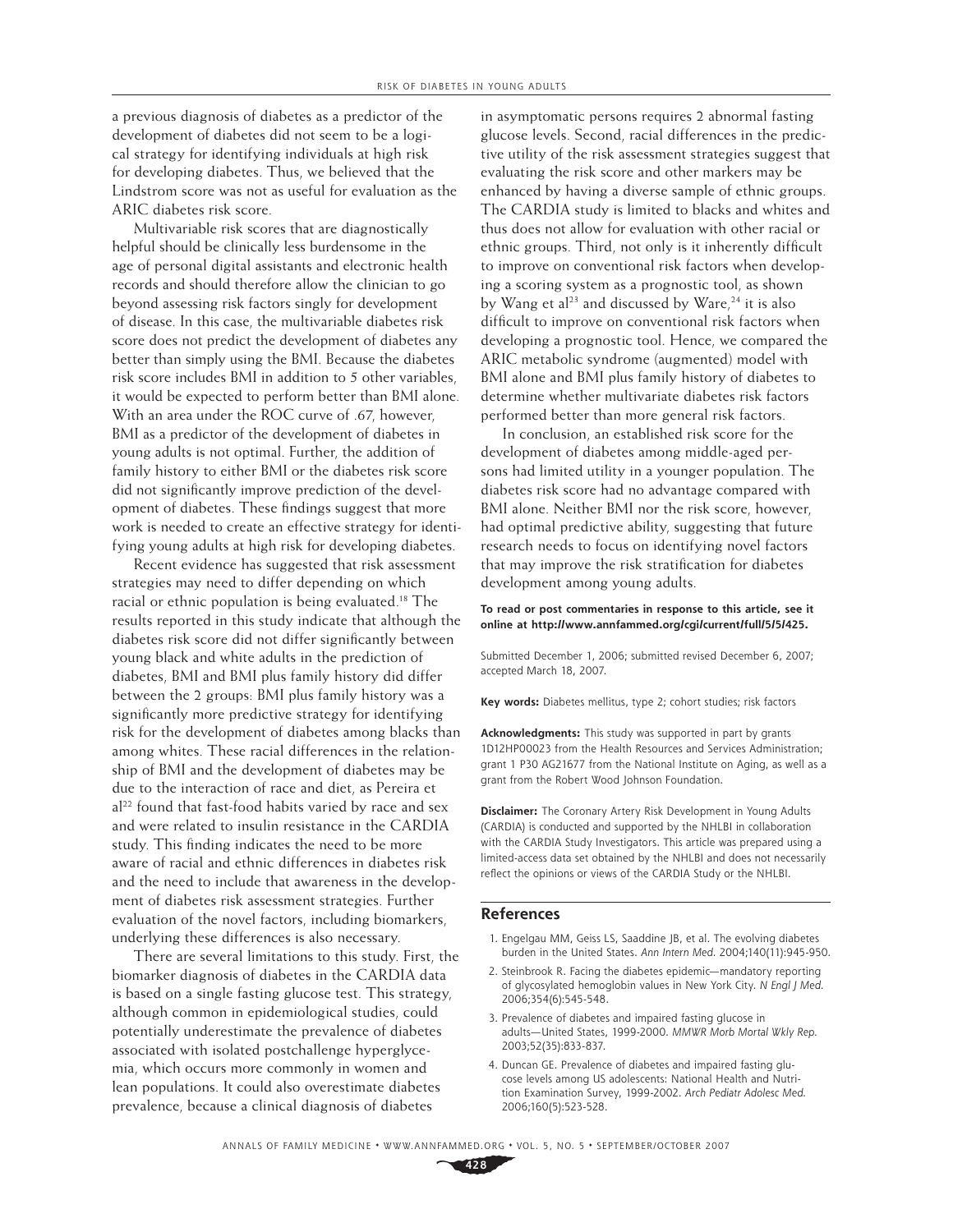a previous diagnosis of diabetes as a predictor of the development of diabetes did not seem to be a logical strategy for identifying individuals at high risk for developing diabetes. Thus, we believed that the Lindstrom score was not as useful for evaluation as the ARIC diabetes risk score.

Multivariable risk scores that are diagnostically helpful should be clinically less burdensome in the age of personal digital assistants and electronic health records and should therefore allow the clinician to go beyond assessing risk factors singly for development of disease. In this case, the multivariable diabetes risk score does not predict the development of diabetes any better than simply using the BMI. Because the diabetes risk score includes BMI in addition to 5 other variables, it would be expected to perform better than BMI alone. With an area under the ROC curve of .67, however, BMI as a predictor of the development of diabetes in young adults is not optimal. Further, the addition of family history to either BMI or the diabetes risk score did not significantly improve prediction of the development of diabetes. These findings suggest that more work is needed to create an effective strategy for identifying young adults at high risk for developing diabetes.

Recent evidence has suggested that risk assessment strategies may need to differ depending on which racial or ethnic population is being evaluated.[18] The results reported in this study indicate that although the diabetes risk score did not differ significantly between young black and white adults in the prediction of diabetes, BMI and BMI plus family history did differ between the 2 groups: BMI plus family history was a significantly more predictive strategy for identifying risk for the development of diabetes among blacks than among whites. These racial differences in the relationship of BMI and the development of diabetes may be due to the interaction of race and diet, as Pereira et al[22] found that fast-food habits varied by race and sex and were related to insulin resistance in the CARDIA study. This finding indicates the need to be more aware of racial and ethnic differences in diabetes risk and the need to include that awareness in the development of diabetes risk assessment strategies. Further evaluation of the novel factors, including biomarkers, underlying these differences is also necessary.

There are several limitations to this study. First, the biomarker diagnosis of diabetes in the CARDIA data is based on a single fasting glucose test. This strategy, although common in epidemiological studies, could potentially underestimate the prevalence of diabetes associated with isolated postchallenge hyperglycemia, which occurs more commonly in women and lean populations. It could also overestimate diabetes prevalence, because a clinical diagnosis of diabetes in asymptomatic persons requires 2 abnormal fasting glucose levels. Second, racial differences in the predictive utility of the risk assessment strategies suggest that evaluating the risk score and other markers may be enhanced by having a diverse sample of ethnic groups. The CARDIA study is limited to blacks and whites and thus does not allow for evaluation with other racial or ethnic groups. Third, not only is it inherently difficult to improve on conventional risk factors when developing a scoring system as a prognostic tool, as shown by Wang et al[23] and discussed by Ware,[24] it is also difficult to improve on conventional risk factors when developing a prognostic tool. Hence, we compared the ARIC metabolic syndrome (augmented) model with BMI alone and BMI plus family history of diabetes to determine whether multivariate diabetes risk factors performed better than more general risk factors.

In conclusion, an established risk score for the development of diabetes among middle-aged persons had limited utility in a younger population. The diabetes risk score had no advantage compared with BMI alone. Neither BMI nor the risk score, however, had optimal predictive ability, suggesting that future research needs to focus on identifying novel factors that may improve the risk stratification for diabetes development among young adults.

**To read or post commentaries in response to this article, see it online at http://www.annfammed.org/cgi/current/full/5/5/425.**

Submitted December 1, 2006; submitted revised December 6, 2007; accepted March 18, 2007.

**Key words:** Diabetes mellitus, type 2; cohort studies; risk factors

**Acknowledgments:** This study was supported in part by grants 1D12HP00023 from the Health Resources and Services Administration; grant 1 P30 AG21677 from the National Institute on Aging, as well as a grant from the Robert Wood Johnson Foundation.

**Disclaimer:** The Coronary Artery Risk Development in Young Adults (CARDIA) is conducted and supported by the NHLBI in collaboration with the CARDIA Study Investigators. This article was prepared using a limited-access data set obtained by the NHLBI and does not necessarily reflect the opinions or views of the CARDIA Study or the NHLBI.

## References

1. Engelgau MM, Geiss LS, Saaddine JB, et al. The evolving diabetes burden in the United States. *Ann Intern Med.* 2004;140(11):945-950.
2. Steinbrook R. Facing the diabetes epidemic—mandatory reporting of glycosylated hemoglobin values in New York City. *N Engl J Med.* 2006;354(6):545-548.
3. Prevalence of diabetes and impaired fasting glucose in adults—United States, 1999-2000. *MMWR Morb Mortal Wkly Rep.* 2003;52(35):833-837.
4. Duncan GE. Prevalence of diabetes and impaired fasting glucose levels among US adolescents: National Health and Nutrition Examination Survey, 1999-2002. *Arch Pediatr Adolesc Med.* 2006;160(5):523-528.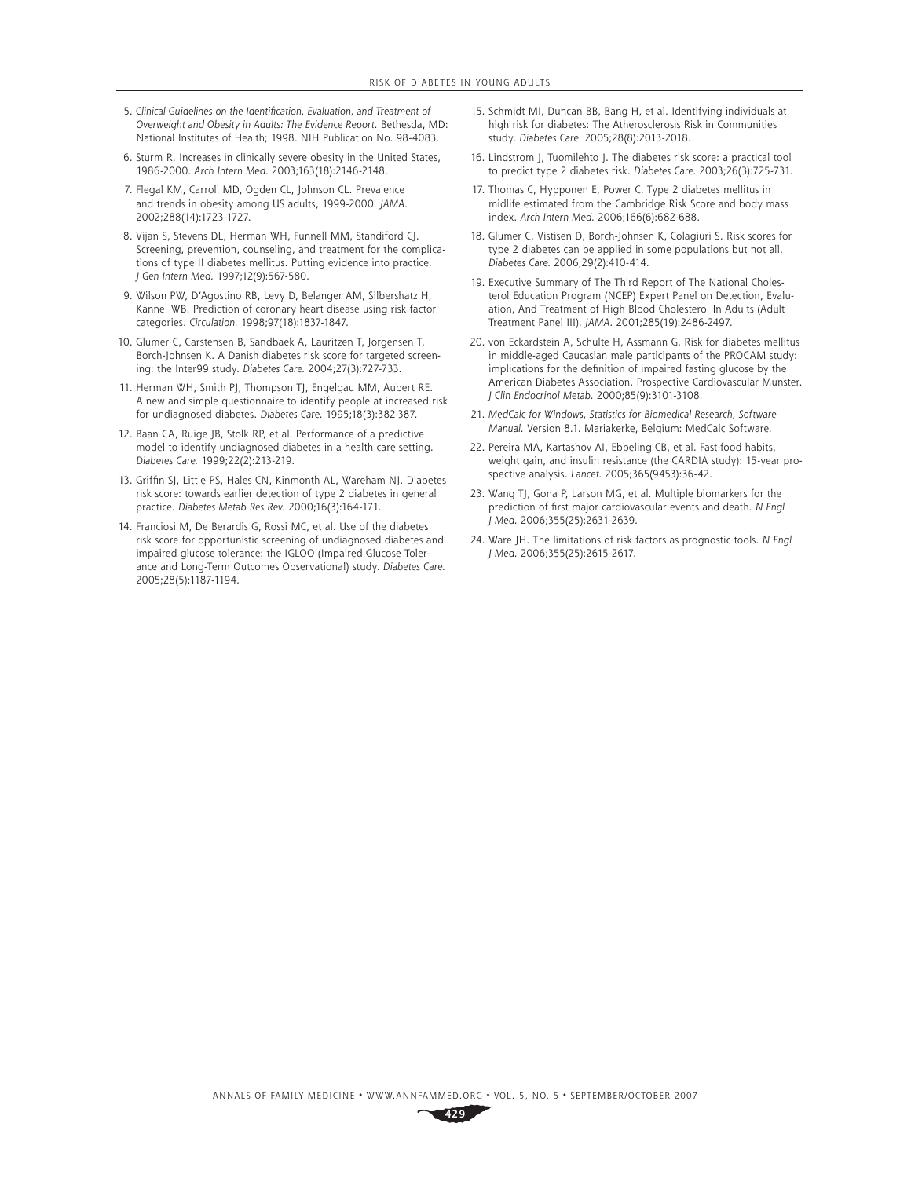5. *Clinical Guidelines on the Identification, Evaluation, and Treatment of Overweight and Obesity in Adults: The Evidence Report.* Bethesda, MD: National Institutes of Health; 1998. NIH Publication No. 98-4083.
6. Sturm R. Increases in clinically severe obesity in the United States, 1986-2000. *Arch Intern Med.* 2003;163(18):2146-2148.
7. Flegal KM, Carroll MD, Ogden CL, Johnson CL. Prevalence and trends in obesity among US adults, 1999-2000. *JAMA.* 2002;288(14):1723-1727.
8. Vijan S, Stevens DL, Herman WH, Funnell MM, Standiford CJ. Screening, prevention, counseling, and treatment for the complications of type II diabetes mellitus. Putting evidence into practice. *J Gen Intern Med.* 1997;12(9):567-580.
9. Wilson PW, D'Agostino RB, Levy D, Belanger AM, Silbershatz H, Kannel WB. Prediction of coronary heart disease using risk factor categories. *Circulation.* 1998;97(18):1837-1847.
10. Glumer C, Carstensen B, Sandbaek A, Lauritzen T, Jorgensen T, Borch-Johnsen K. A Danish diabetes risk score for targeted screening: the Inter99 study. *Diabetes Care.* 2004;27(3):727-733.
11. Herman WH, Smith PJ, Thompson TJ, Engelgau MM, Aubert RE. A new and simple questionnaire to identify people at increased risk for undiagnosed diabetes. *Diabetes Care.* 1995;18(3):382-387.
12. Baan CA, Ruige JB, Stolk RP, et al. Performance of a predictive model to identify undiagnosed diabetes in a health care setting. *Diabetes Care.* 1999;22(2):213-219.
13. Griffin SJ, Little PS, Hales CN, Kinmonth AL, Wareham NJ. Diabetes risk score: towards earlier detection of type 2 diabetes in general practice. *Diabetes Metab Res Rev.* 2000;16(3):164-171.
14. Franciosi M, De Berardis G, Rossi MC, et al. Use of the diabetes risk score for opportunistic screening of undiagnosed diabetes and impaired glucose tolerance: the IGLOO (Impaired Glucose Tolerance and Long-Term Outcomes Observational) study. *Diabetes Care.* 2005;28(5):1187-1194.
15. Schmidt MI, Duncan BB, Bang H, et al. Identifying individuals at high risk for diabetes: The Atherosclerosis Risk in Communities study. *Diabetes Care.* 2005;28(8):2013-2018.
16. Lindstrom J, Tuomilehto J. The diabetes risk score: a practical tool to predict type 2 diabetes risk. *Diabetes Care.* 2003;26(3):725-731.
17. Thomas C, Hypponen E, Power C. Type 2 diabetes mellitus in midlife estimated from the Cambridge Risk Score and body mass index. *Arch Intern Med.* 2006;166(6):682-688.
18. Glumer C, Vistisen D, Borch-Johnsen K, Colagiuri S. Risk scores for type 2 diabetes can be applied in some populations but not all. *Diabetes Care.* 2006;29(2):410-414.
19. Executive Summary of The Third Report of The National Cholesterol Education Program (NCEP) Expert Panel on Detection, Evaluation, And Treatment of High Blood Cholesterol In Adults (Adult Treatment Panel III). *JAMA.* 2001;285(19):2486-2497.
20. von Eckardstein A, Schulte H, Assmann G. Risk for diabetes mellitus in middle-aged Caucasian male participants of the PROCAM study: implications for the definition of impaired fasting glucose by the American Diabetes Association. Prospective Cardiovascular Munster. *J Clin Endocrinol Metab.* 2000;85(9):3101-3108.
21. *MedCalc for Windows, Statistics for Biomedical Research, Software Manual.* Version 8.1. Mariakerke, Belgium: MedCalc Software.
22. Pereira MA, Kartashov AI, Ebbeling CB, et al. Fast-food habits, weight gain, and insulin resistance (the CARDIA study): 15-year prospective analysis. *Lancet.* 2005;365(9453):36-42.
23. Wang TJ, Gona P, Larson MG, et al. Multiple biomarkers for the prediction of first major cardiovascular events and death. *N Engl J Med.* 2006;355(25):2631-2639.
24. Ware JH. The limitations of risk factors as prognostic tools. *N Engl J Med.* 2006;355(25):2615-2617.